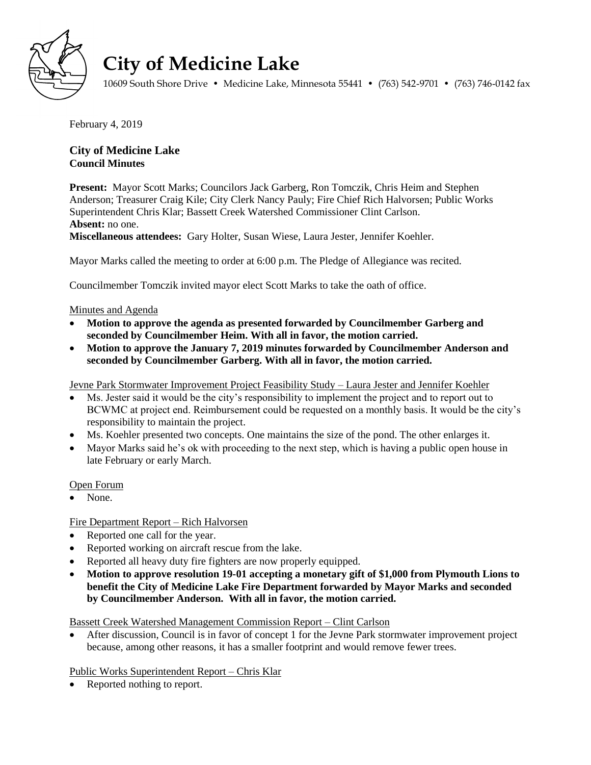# City of Medicine Lake

10609 South Shore Drive • Medicine Lake, Minnesota 55441 • (763) 542-9701 • (763) 746-0142 fax

February 4, 2019

**City of Medicine Lake**
**Council Minutes**

**Present:** Mayor Scott Marks; Councilors Jack Garberg, Ron Tomczik, Chris Heim and Stephen Anderson; Treasurer Craig Kile; City Clerk Nancy Pauly; Fire Chief Rich Halvorsen; Public Works Superintendent Chris Klar; Bassett Creek Watershed Commissioner Clint Carlson.
**Absent:** no one.
**Miscellaneous attendees:** Gary Holter, Susan Wiese, Laura Jester, Jennifer Koehler.

Mayor Marks called the meeting to order at 6:00 p.m. The Pledge of Allegiance was recited.

Councilmember Tomczik invited mayor elect Scott Marks to take the oath of office.

Minutes and Agenda

- **Motion to approve the agenda as presented forwarded by Councilmember Garberg and seconded by Councilmember Heim. With all in favor, the motion carried.**
- **Motion to approve the January 7, 2019 minutes forwarded by Councilmember Anderson and seconded by Councilmember Garberg. With all in favor, the motion carried.**

Jevne Park Stormwater Improvement Project Feasibility Study – Laura Jester and Jennifer Koehler

- Ms. Jester said it would be the city's responsibility to implement the project and to report out to BCWMC at project end. Reimbursement could be requested on a monthly basis. It would be the city's responsibility to maintain the project.
- Ms. Koehler presented two concepts. One maintains the size of the pond. The other enlarges it.
- Mayor Marks said he's ok with proceeding to the next step, which is having a public open house in late February or early March.

Open Forum

- None.

Fire Department Report – Rich Halvorsen

- Reported one call for the year.
- Reported working on aircraft rescue from the lake.
- Reported all heavy duty fire fighters are now properly equipped.
- **Motion to approve resolution 19-01 accepting a monetary gift of $1,000 from Plymouth Lions to benefit the City of Medicine Lake Fire Department forwarded by Mayor Marks and seconded by Councilmember Anderson. With all in favor, the motion carried.**

Bassett Creek Watershed Management Commission Report – Clint Carlson

- After discussion, Council is in favor of concept 1 for the Jevne Park stormwater improvement project because, among other reasons, it has a smaller footprint and would remove fewer trees.

Public Works Superintendent Report – Chris Klar

- Reported nothing to report.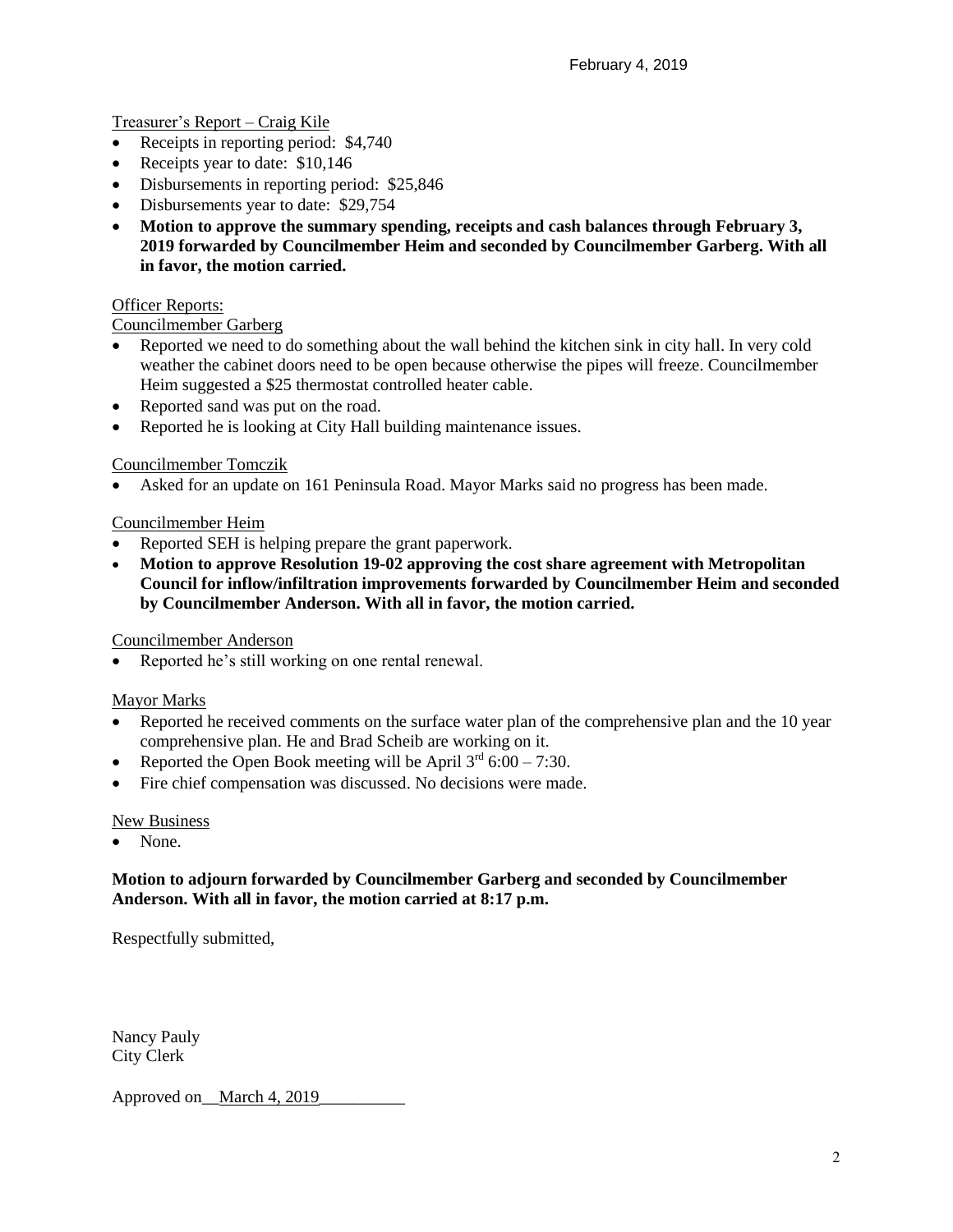February 4, 2019

Treasurer's Report – Craig Kile

- Receipts in reporting period: $4,740
- Receipts year to date: $10,146
- Disbursements in reporting period: $25,846
- Disbursements year to date: $29,754
- **Motion to approve the summary spending, receipts and cash balances through February 3, 2019 forwarded by Councilmember Heim and seconded by Councilmember Garberg. With all in favor, the motion carried.**

Officer Reports:

Councilmember Garberg

- Reported we need to do something about the wall behind the kitchen sink in city hall. In very cold weather the cabinet doors need to be open because otherwise the pipes will freeze. Councilmember Heim suggested a $25 thermostat controlled heater cable.
- Reported sand was put on the road.
- Reported he is looking at City Hall building maintenance issues.

Councilmember Tomczik

- Asked for an update on 161 Peninsula Road. Mayor Marks said no progress has been made.

Councilmember Heim

- Reported SEH is helping prepare the grant paperwork.
- **Motion to approve Resolution 19-02 approving the cost share agreement with Metropolitan Council for inflow/infiltration improvements forwarded by Councilmember Heim and seconded by Councilmember Anderson. With all in favor, the motion carried.**

Councilmember Anderson

- Reported he's still working on one rental renewal.

Mayor Marks

- Reported he received comments on the surface water plan of the comprehensive plan and the 10 year comprehensive plan. He and Brad Scheib are working on it.
- Reported the Open Book meeting will be April 3rd 6:00 – 7:30.
- Fire chief compensation was discussed. No decisions were made.

New Business

- None.

**Motion to adjourn forwarded by Councilmember Garberg and seconded by Councilmember Anderson. With all in favor, the motion carried at 8:17 p.m.**

Respectfully submitted,

Nancy Pauly
City Clerk

Approved on March 4, 2019